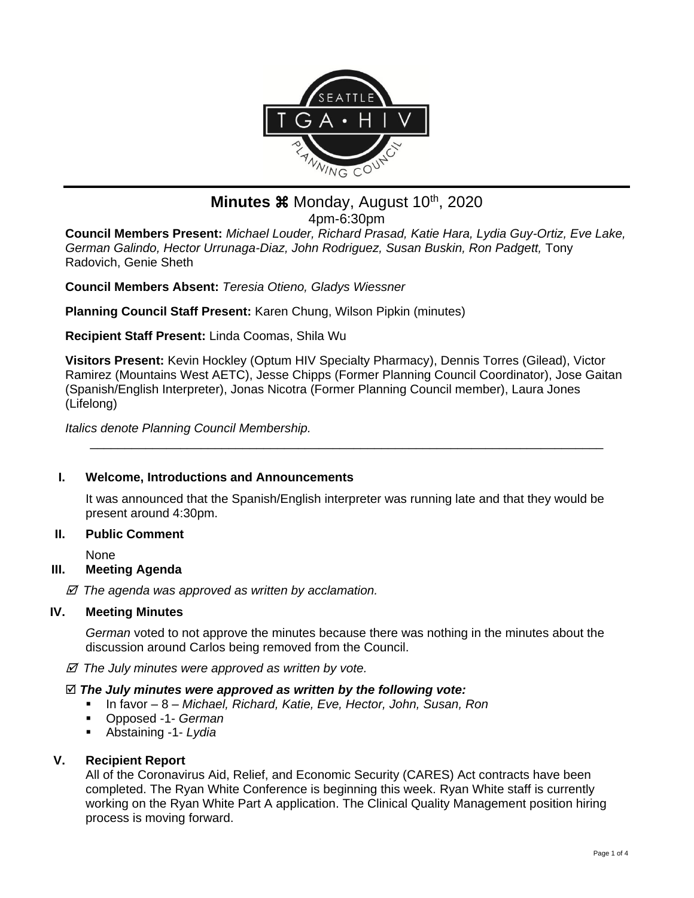# Minutes ⌘ Monday, August 10th, 2020

4pm-6:30pm

**Council Members Present:** *Michael Louder, Richard Prasad, Katie Hara, Lydia Guy-Ortiz, Eve Lake, German Galindo, Hector Urrunaga-Diaz, John Rodriguez, Susan Buskin, Ron Padgett,* Tony Radovich, Genie Sheth

**Council Members Absent:** *Teresia Otieno, Gladys Wiessner*

**Planning Council Staff Present:** Karen Chung, Wilson Pipkin (minutes)

**Recipient Staff Present:** Linda Coomas, Shila Wu

**Visitors Present:** Kevin Hockley (Optum HIV Specialty Pharmacy), Dennis Torres (Gilead), Victor Ramirez (Mountains West AETC), Jesse Chipps (Former Planning Council Coordinator), Jose Gaitan (Spanish/English Interpreter), Jonas Nicotra (Former Planning Council member), Laura Jones (Lifelong)

*Italics denote Planning Council Membership.*

---

## I. Welcome, Introductions and Announcements

It was announced that the Spanish/English interpreter was running late and that they would be present around 4:30pm.

## II. Public Comment

None

## III. Meeting Agenda

☑ *The agenda was approved as written by acclamation.*

## IV. Meeting Minutes

*German* voted to not approve the minutes because there was nothing in the minutes about the discussion around Carlos being removed from the Council.

☑ *The July minutes were approved as written by vote.*

☑ ***The July minutes were approved as written by the following vote:***

- In favor – 8 – *Michael, Richard, Katie, Eve, Hector, John, Susan, Ron*
- Opposed -1- *German*
- Abstaining -1- *Lydia*

## V. Recipient Report

All of the Coronavirus Aid, Relief, and Economic Security (CARES) Act contracts have been completed. The Ryan White Conference is beginning this week. Ryan White staff is currently working on the Ryan White Part A application. The Clinical Quality Management position hiring process is moving forward.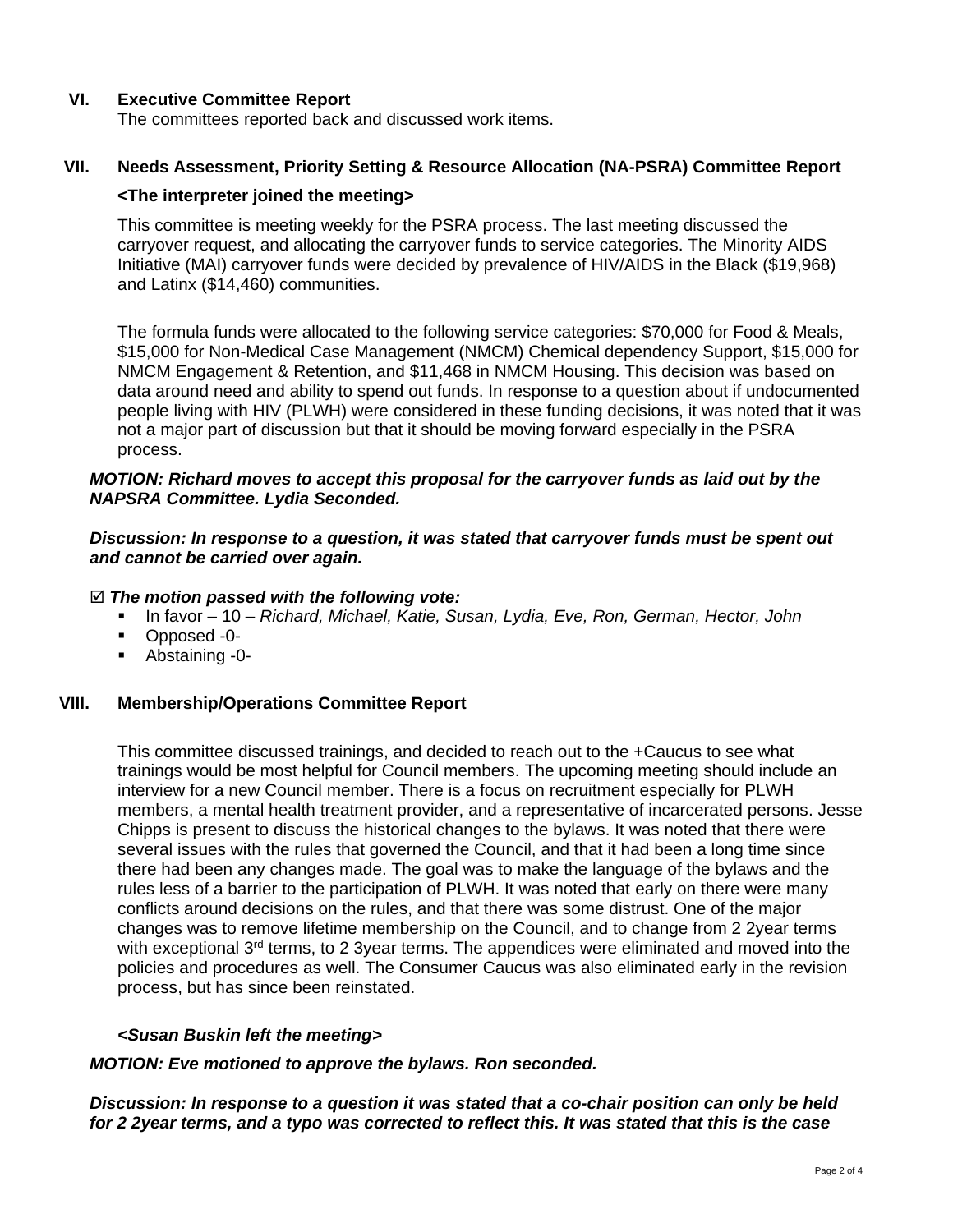## VI. Executive Committee Report

The committees reported back and discussed work items.

## VII. Needs Assessment, Priority Setting & Resource Allocation (NA-PSRA) Committee Report

**<The interpreter joined the meeting>**

This committee is meeting weekly for the PSRA process. The last meeting discussed the carryover request, and allocating the carryover funds to service categories. The Minority AIDS Initiative (MAI) carryover funds were decided by prevalence of HIV/AIDS in the Black ($19,968) and Latinx ($14,460) communities.

The formula funds were allocated to the following service categories: $70,000 for Food & Meals, $15,000 for Non-Medical Case Management (NMCM) Chemical dependency Support, $15,000 for NMCM Engagement & Retention, and $11,468 in NMCM Housing. This decision was based on data around need and ability to spend out funds. In response to a question about if undocumented people living with HIV (PLWH) were considered in these funding decisions, it was noted that it was not a major part of discussion but that it should be moving forward especially in the PSRA process.

***MOTION: Richard moves to accept this proposal for the carryover funds as laid out by the NAPSRA Committee. Lydia Seconded.***

***Discussion: In response to a question, it was stated that carryover funds must be spent out and cannot be carried over again.***

☑ ***The motion passed with the following vote:***

- In favor – 10 – *Richard, Michael, Katie, Susan, Lydia, Eve, Ron, German, Hector, John*
- Opposed -0-
- Abstaining -0-

## VIII. Membership/Operations Committee Report

This committee discussed trainings, and decided to reach out to the +Caucus to see what trainings would be most helpful for Council members. The upcoming meeting should include an interview for a new Council member. There is a focus on recruitment especially for PLWH members, a mental health treatment provider, and a representative of incarcerated persons. Jesse Chipps is present to discuss the historical changes to the bylaws. It was noted that there were several issues with the rules that governed the Council, and that it had been a long time since there had been any changes made. The goal was to make the language of the bylaws and the rules less of a barrier to the participation of PLWH. It was noted that early on there were many conflicts around decisions on the rules, and that there was some distrust. One of the major changes was to remove lifetime membership on the Council, and to change from 2 2year terms with exceptional 3rd terms, to 2 3year terms. The appendices were eliminated and moved into the policies and procedures as well. The Consumer Caucus was also eliminated early in the revision process, but has since been reinstated.

***<Susan Buskin left the meeting>***

***MOTION: Eve motioned to approve the bylaws. Ron seconded.***

***Discussion: In response to a question it was stated that a co-chair position can only be held for 2 2year terms, and a typo was corrected to reflect this. It was stated that this is the case***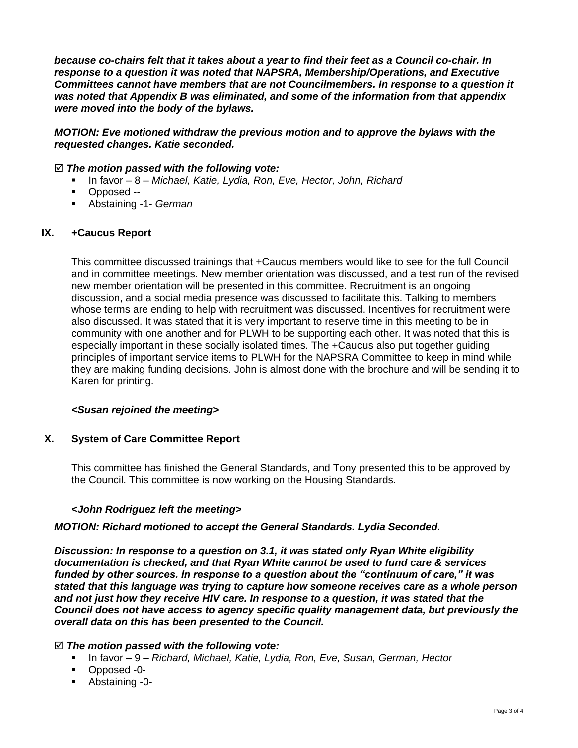***because co-chairs felt that it takes about a year to find their feet as a Council co-chair. In response to a question it was noted that NAPSRA, Membership/Operations, and Executive Committees cannot have members that are not Councilmembers. In response to a question it was noted that Appendix B was eliminated, and some of the information from that appendix were moved into the body of the bylaws.***

***MOTION: Eve motioned withdraw the previous motion and to approve the bylaws with the requested changes. Katie seconded.***

☑ ***The motion passed with the following vote:***

- In favor – 8 – *Michael, Katie, Lydia, Ron, Eve, Hector, John, Richard*
- Opposed --
- Abstaining -1- *German*

## IX. +Caucus Report

This committee discussed trainings that +Caucus members would like to see for the full Council and in committee meetings. New member orientation was discussed, and a test run of the revised new member orientation will be presented in this committee. Recruitment is an ongoing discussion, and a social media presence was discussed to facilitate this. Talking to members whose terms are ending to help with recruitment was discussed. Incentives for recruitment were also discussed. It was stated that it is very important to reserve time in this meeting to be in community with one another and for PLWH to be supporting each other. It was noted that this is especially important in these socially isolated times. The +Caucus also put together guiding principles of important service items to PLWH for the NAPSRA Committee to keep in mind while they are making funding decisions. John is almost done with the brochure and will be sending it to Karen for printing.

***<Susan rejoined the meeting>***

## X. System of Care Committee Report

This committee has finished the General Standards, and Tony presented this to be approved by the Council. This committee is now working on the Housing Standards.

***<John Rodriguez left the meeting>***

***MOTION: Richard motioned to accept the General Standards. Lydia Seconded.***

***Discussion: In response to a question on 3.1, it was stated only Ryan White eligibility documentation is checked, and that Ryan White cannot be used to fund care & services funded by other sources. In response to a question about the "continuum of care," it was stated that this language was trying to capture how someone receives care as a whole person and not just how they receive HIV care. In response to a question, it was stated that the Council does not have access to agency specific quality management data, but previously the overall data on this has been presented to the Council.***

☑ ***The motion passed with the following vote:***

- In favor – 9 – *Richard, Michael, Katie, Lydia, Ron, Eve, Susan, German, Hector*
- Opposed -0-
- Abstaining -0-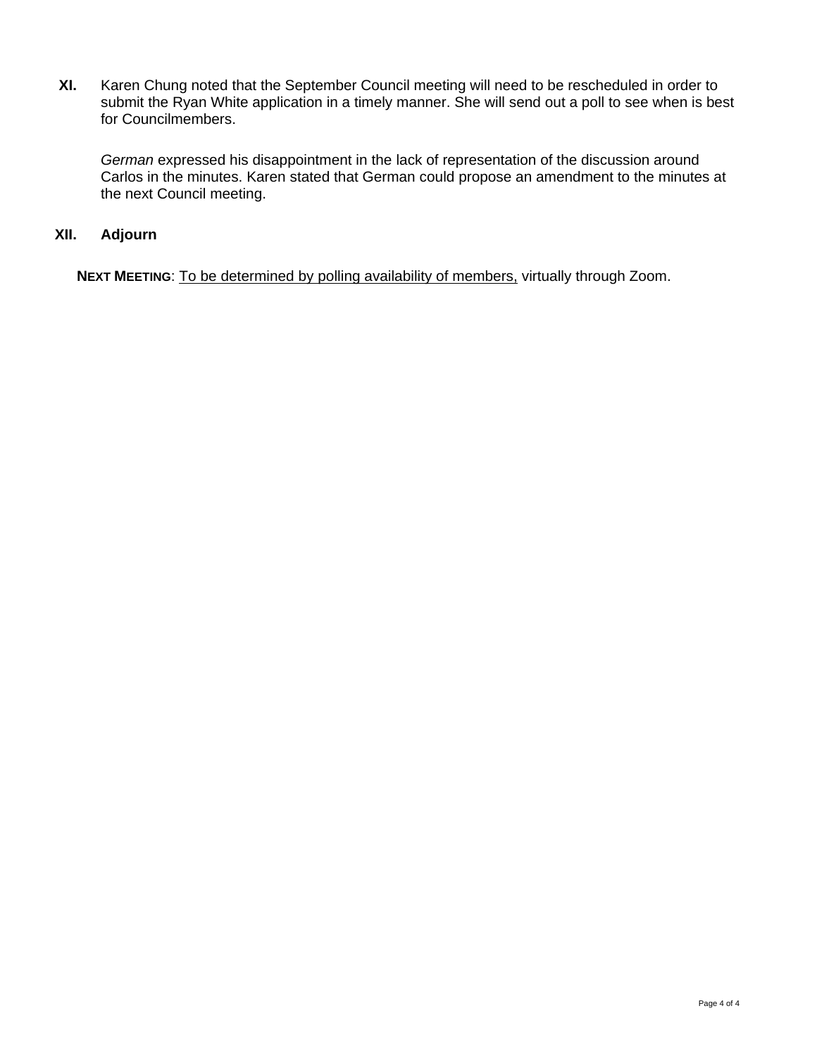**XI.** Karen Chung noted that the September Council meeting will need to be rescheduled in order to submit the Ryan White application in a timely manner. She will send out a poll to see when is best for Councilmembers.

*German* expressed his disappointment in the lack of representation of the discussion around Carlos in the minutes. Karen stated that German could propose an amendment to the minutes at the next Council meeting.

**XII. Adjourn**

**NEXT MEETING**: <u>To be determined by polling availability of members,</u> virtually through Zoom.